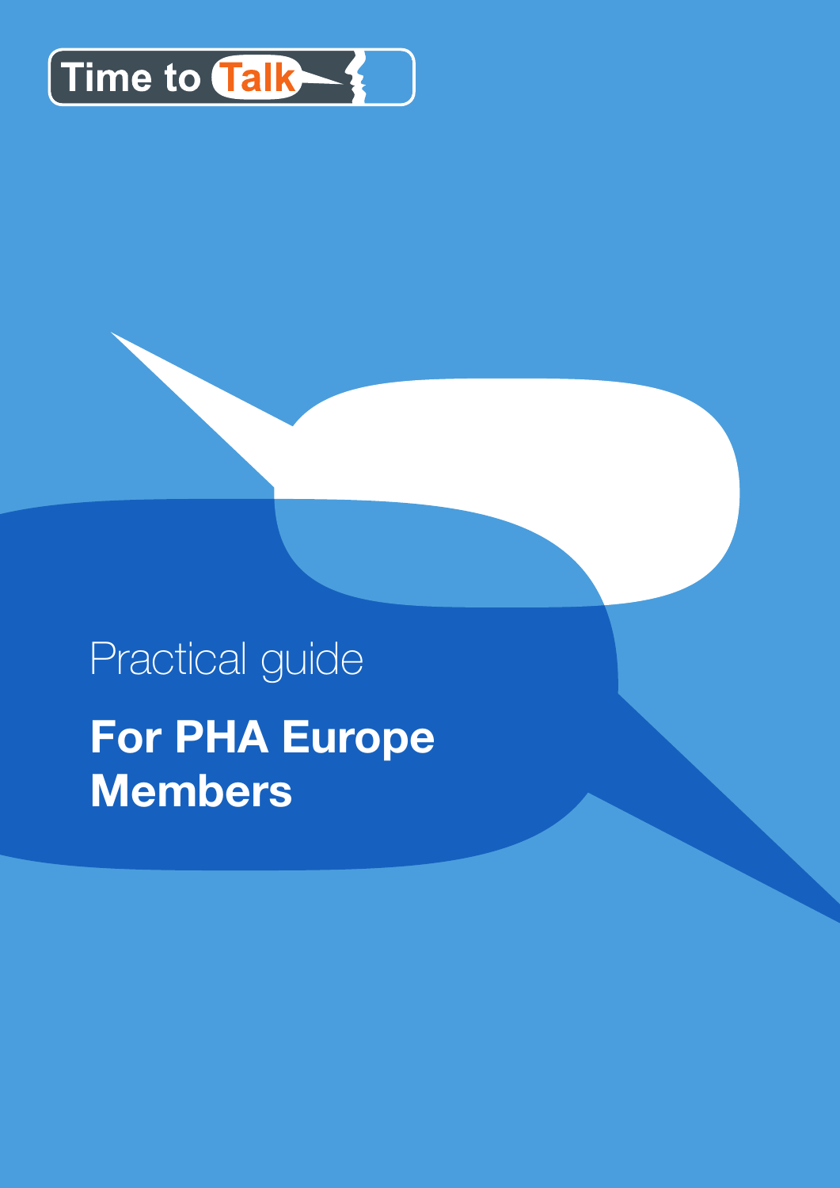Time to Talk

Practical guide

# For PHA Europe Members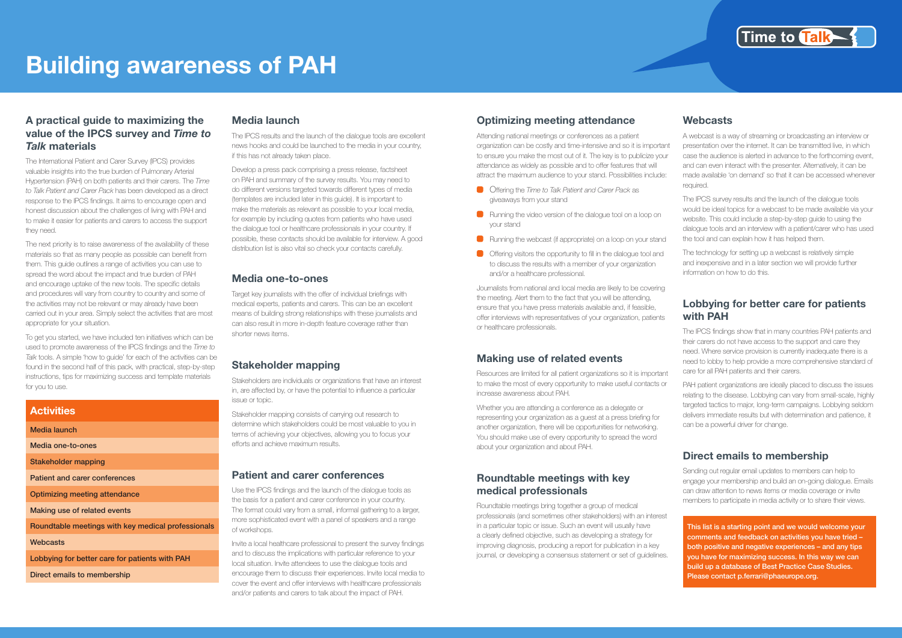# Building awareness of PAH

Time to Talk

## A practical guide to maximizing the value of the IPCS survey and *Time to Talk* materials

The International Patient and Carer Survey (IPCS) provides valuable insights into the true burden of Pulmonary Arterial Hypertension (PAH) on both patients and their carers. The *Time to Talk Patient and Carer Pack* has been developed as a direct response to the IPCS findings. It aims to encourage open and honest discussion about the challenges of living with PAH and to make it easier for patients and carers to access the support they need.

The next priority is to raise awareness of the availability of these materials so that as many people as possible can benefit from them. This guide outlines a range of activities you can use to spread the word about the impact and true burden of PAH and encourage uptake of the new tools. The specific details and procedures will vary from country to country and some of the activities may not be relevant or may already have been carried out in your area. Simply select the activities that are most appropriate for your situation.

To get you started, we have included ten initiatives which can be used to promote awareness of the IPCS findings and the *Time to Talk* tools. A simple 'how to guide' for each of the activities can be found in the second half of this pack, with practical, step-by-step instructions, tips for maximizing success and template materials for you to use.

| Activities |
| --- |
| Media launch |
| Media one-to-ones |
| Stakeholder mapping |
| Patient and carer conferences |
| Optimizing meeting attendance |
| Making use of related events |
| Roundtable meetings with key medical professionals |
| Webcasts |
| Lobbying for better care for patients with PAH |
| Direct emails to membership |

## Media launch

The IPCS results and the launch of the dialogue tools are excellent news hooks and could be launched to the media in your country, if this has not already taken place.

Develop a press pack comprising a press release, factsheet on PAH and summary of the survey results. You may need to do different versions targeted towards different types of media (templates are included later in this guide). It is important to make the materials as relevant as possible to your local media, for example by including quotes from patients who have used the dialogue tool or healthcare professionals in your country. If possible, these contacts should be available for interview. A good distribution list is also vital so check your contacts carefully.

## Media one-to-ones

Target key journalists with the offer of individual briefings with medical experts, patients and carers. This can be an excellent means of building strong relationships with these journalists and can also result in more in-depth feature coverage rather than shorter news items.

## Stakeholder mapping

Stakeholders are individuals or organizations that have an interest in, are affected by, or have the potential to influence a particular issue or topic.

Stakeholder mapping consists of carrying out research to determine which stakeholders could be most valuable to you in terms of achieving your objectives, allowing you to focus your efforts and achieve maximum results.

## Patient and carer conferences

Use the IPCS findings and the launch of the dialogue tools as the basis for a patient and carer conference in your country. The format could vary from a small, informal gathering to a larger, more sophisticated event with a panel of speakers and a range of workshops.

Invite a local healthcare professional to present the survey findings and to discuss the implications with particular reference to your local situation. Invite attendees to use the dialogue tools and encourage them to discuss their experiences. Invite local media to cover the event and offer interviews with healthcare professionals and/or patients and carers to talk about the impact of PAH.

## Optimizing meeting attendance

Attending national meetings or conferences as a patient organization can be costly and time-intensive and so it is important to ensure you make the most out of it. The key is to publicize your attendance as widely as possible and to offer features that will attract the maximum audience to your stand. Possibilities include:

- Offering the *Time to Talk Patient and Carer Pack* as giveaways from your stand
- Running the video version of the dialogue tool on a loop on your stand
- Running the webcast (if appropriate) on a loop on your stand
- Offering visitors the opportunity to fill in the dialogue tool and to discuss the results with a member of your organization and/or a healthcare professional.

Journalists from national and local media are likely to be covering the meeting. Alert them to the fact that you will be attending, ensure that you have press materials available and, if feasible, offer interviews with representatives of your organization, patients or healthcare professionals.

## Making use of related events

Resources are limited for all patient organizations so it is important to make the most of every opportunity to make useful contacts or increase awareness about PAH.

Whether you are attending a conference as a delegate or representing your organization as a guest at a press briefing for another organization, there will be opportunities for networking. You should make use of every opportunity to spread the word about your organization and about PAH.

## Roundtable meetings with key medical professionals

Roundtable meetings bring together a group of medical professionals (and sometimes other stakeholders) with an interest in a particular topic or issue. Such an event will usually have a clearly defined objective, such as developing a strategy for improving diagnosis, producing a report for publication in a key journal, or developing a consensus statement or set of guidelines.

## Webcasts

A webcast is a way of streaming or broadcasting an interview or presentation over the internet. It can be transmitted live, in which case the audience is alerted in advance to the forthcoming event, and can even interact with the presenter. Alternatively, it can be made available 'on demand' so that it can be accessed whenever required.

The IPCS survey results and the launch of the dialogue tools would be ideal topics for a webcast to be made available via your website. This could include a step-by-step guide to using the dialogue tools and an interview with a patient/carer who has used the tool and can explain how it has helped them.

The technology for setting up a webcast is relatively simple and inexpensive and in a later section we will provide further information on how to do this.

## Lobbying for better care for patients with PAH

The IPCS findings show that in many countries PAH patients and their carers do not have access to the support and care they need. Where service provision is currently inadequate there is a need to lobby to help provide a more comprehensive standard of care for all PAH patients and their carers.

PAH patient organizations are ideally placed to discuss the issues relating to the disease. Lobbying can vary from small-scale, highly targeted tactics to major, long-term campaigns. Lobbying seldom delivers immediate results but with determination and patience, it can be a powerful driver for change.

## Direct emails to membership

Sending out regular email updates to members can help to engage your membership and build an on-going dialogue. Emails can draw attention to news items or media coverage or invite members to participate in media activity or to share their views.

**This list is a starting point and we would welcome your comments and feedback on activities you have tried – both positive and negative experiences – and any tips you have for maximizing success. In this way we can build up a database of Best Practice Case Studies. Please contact p.ferrari@phaeurope.org.**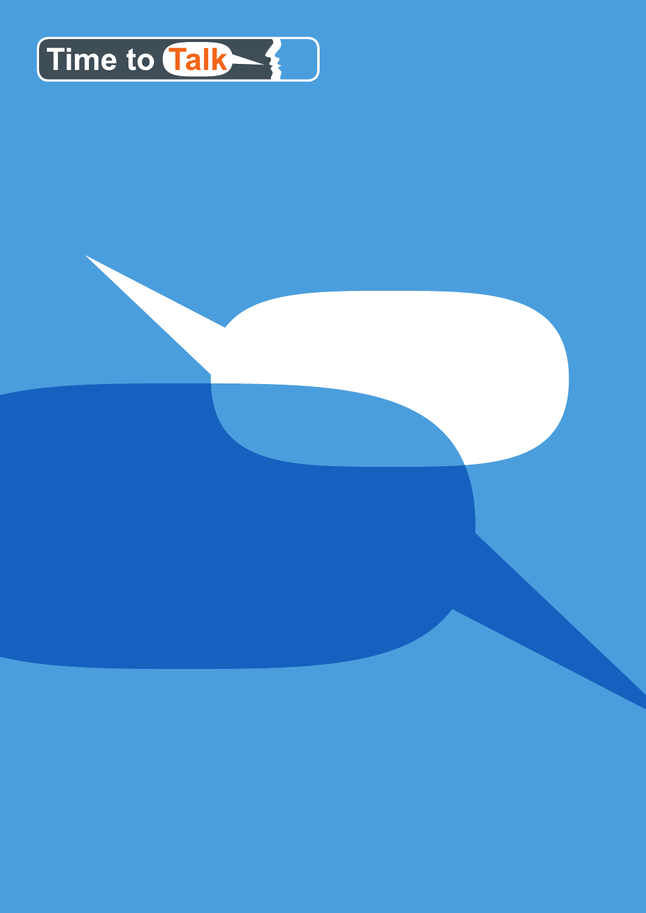Time to Talk